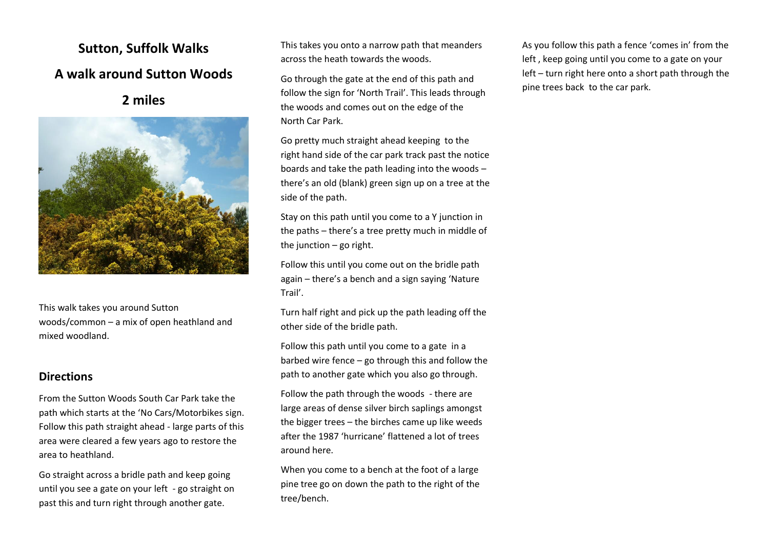# Sutton, Suffolk Walks

# A walk around Sutton Woods

# 2 miles

This walk takes you around Sutton woods/common – a mix of open heathland and mixed woodland.

## Directions

From the Sutton Woods South Car Park take the path which starts at the 'No Cars/Motorbikes sign. Follow this path straight ahead - large parts of this area were cleared a few years ago to restore the area to heathland.

Go straight across a bridle path and keep going until you see a gate on your left - go straight on past this and turn right through another gate.

This takes you onto a narrow path that meanders across the heath towards the woods.

Go through the gate at the end of this path and follow the sign for 'North Trail'. This leads through the woods and comes out on the edge of the North Car Park.

Go pretty much straight ahead keeping to the right hand side of the car park track past the notice boards and take the path leading into the woods – there's an old (blank) green sign up on a tree at the side of the path.

Stay on this path until you come to a Y junction in the paths – there's a tree pretty much in middle of the junction – go right.

Follow this until you come out on the bridle path again – there's a bench and a sign saying 'Nature Trail'.

Turn half right and pick up the path leading off the other side of the bridle path.

Follow this path until you come to a gate in a barbed wire fence – go through this and follow the path to another gate which you also go through.

Follow the path through the woods - there are large areas of dense silver birch saplings amongst the bigger trees – the birches came up like weeds after the 1987 'hurricane' flattened a lot of trees around here.

When you come to a bench at the foot of a large pine tree go on down the path to the right of the tree/bench.

As you follow this path a fence 'comes in' from the left , keep going until you come to a gate on your left – turn right here onto a short path through the pine trees back to the car park.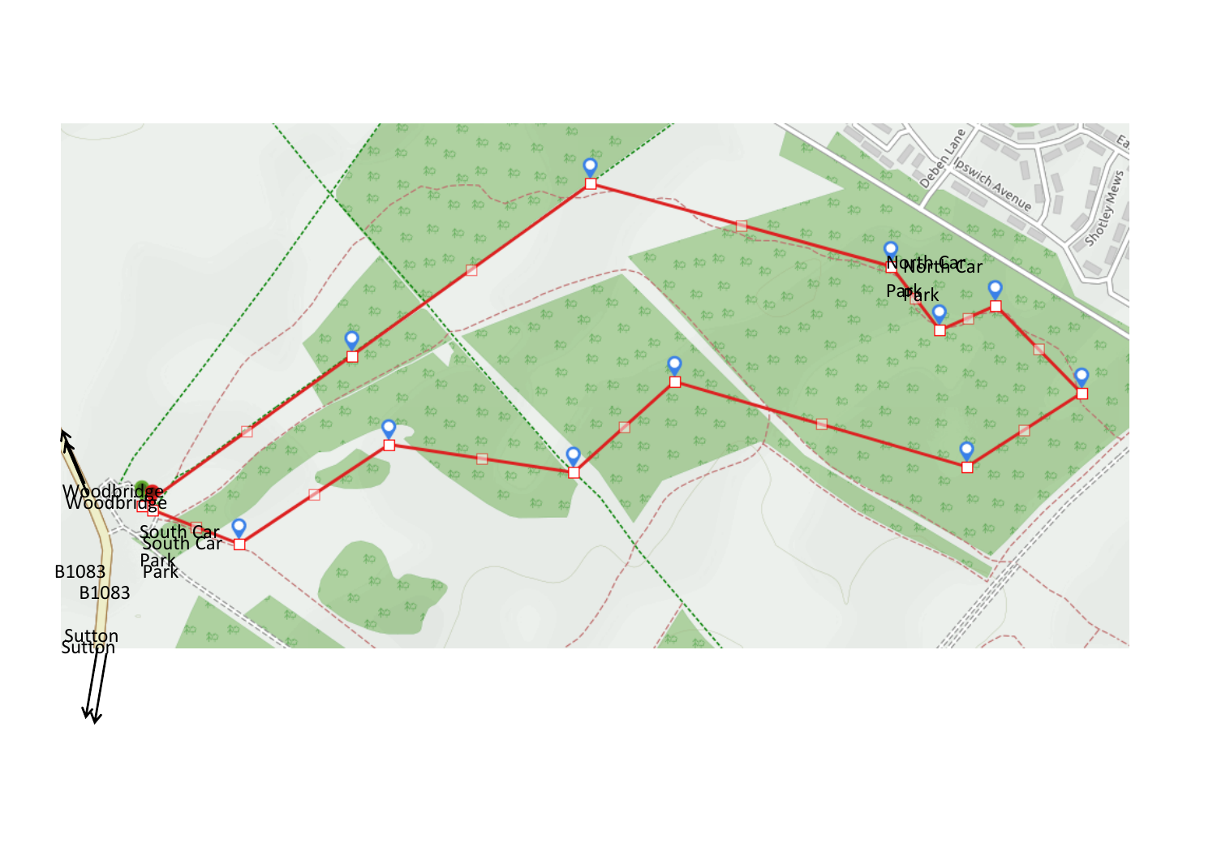Deben Lane

Ipswich Avenue

Shotley Mews

North Car Park

Woodbridge

South Car Park

B1083

Sutton